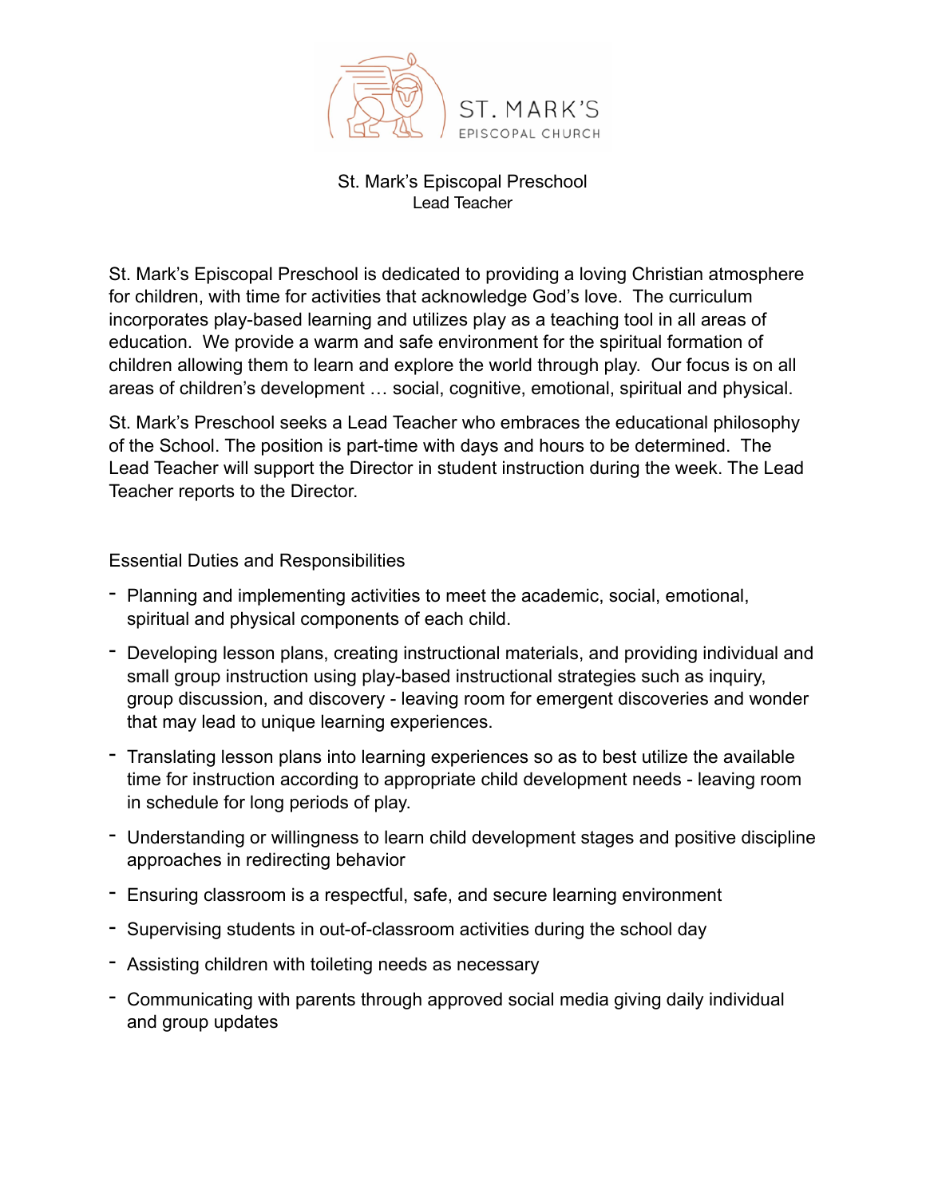ST. MARK'S
EPISCOPAL CHURCH

# St. Mark's Episcopal Preschool

## Lead Teacher

St. Mark's Episcopal Preschool is dedicated to providing a loving Christian atmosphere for children, with time for activities that acknowledge God's love. The curriculum incorporates play-based learning and utilizes play as a teaching tool in all areas of education. We provide a warm and safe environment for the spiritual formation of children allowing them to learn and explore the world through play. Our focus is on all areas of children's development … social, cognitive, emotional, spiritual and physical.

St. Mark's Preschool seeks a Lead Teacher who embraces the educational philosophy of the School. The position is part-time with days and hours to be determined. The Lead Teacher will support the Director in student instruction during the week. The Lead Teacher reports to the Director.

### Essential Duties and Responsibilities

- Planning and implementing activities to meet the academic, social, emotional, spiritual and physical components of each child.
- Developing lesson plans, creating instructional materials, and providing individual and small group instruction using play-based instructional strategies such as inquiry, group discussion, and discovery - leaving room for emergent discoveries and wonder that may lead to unique learning experiences.
- Translating lesson plans into learning experiences so as to best utilize the available time for instruction according to appropriate child development needs - leaving room in schedule for long periods of play.
- Understanding or willingness to learn child development stages and positive discipline approaches in redirecting behavior
- Ensuring classroom is a respectful, safe, and secure learning environment
- Supervising students in out-of-classroom activities during the school day
- Assisting children with toileting needs as necessary
- Communicating with parents through approved social media giving daily individual and group updates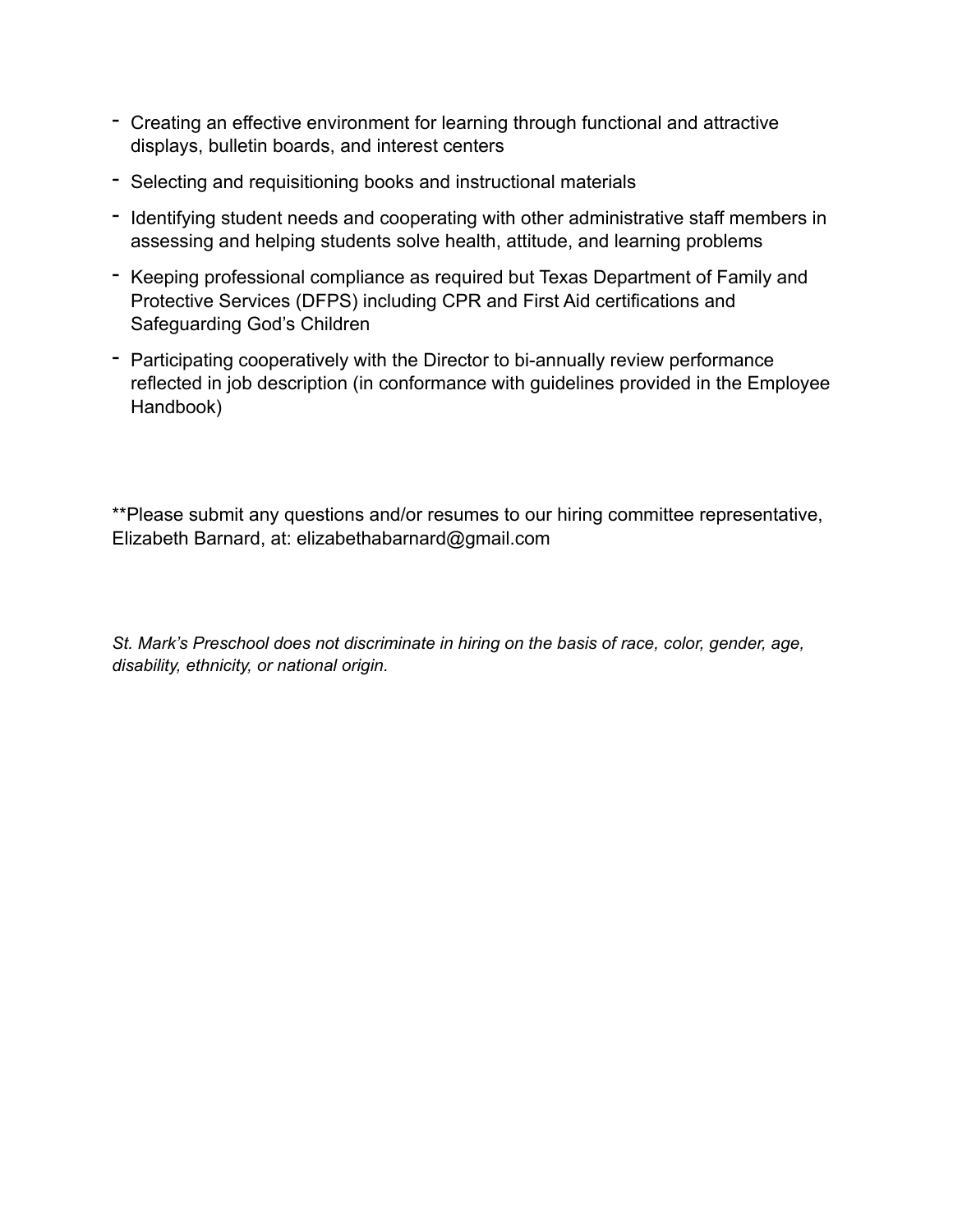- Creating an effective environment for learning through functional and attractive displays, bulletin boards, and interest centers
- Selecting and requisitioning books and instructional materials
- Identifying student needs and cooperating with other administrative staff members in assessing and helping students solve health, attitude, and learning problems
- Keeping professional compliance as required but Texas Department of Family and Protective Services (DFPS) including CPR and First Aid certifications and Safeguarding God's Children
- Participating cooperatively with the Director to bi-annually review performance reflected in job description (in conformance with guidelines provided in the Employee Handbook)

**Please submit any questions and/or resumes to our hiring committee representative, Elizabeth Barnard, at: elizabethabarnard@gmail.com

*St. Mark's Preschool does not discriminate in hiring on the basis of race, color, gender, age, disability, ethnicity, or national origin.*